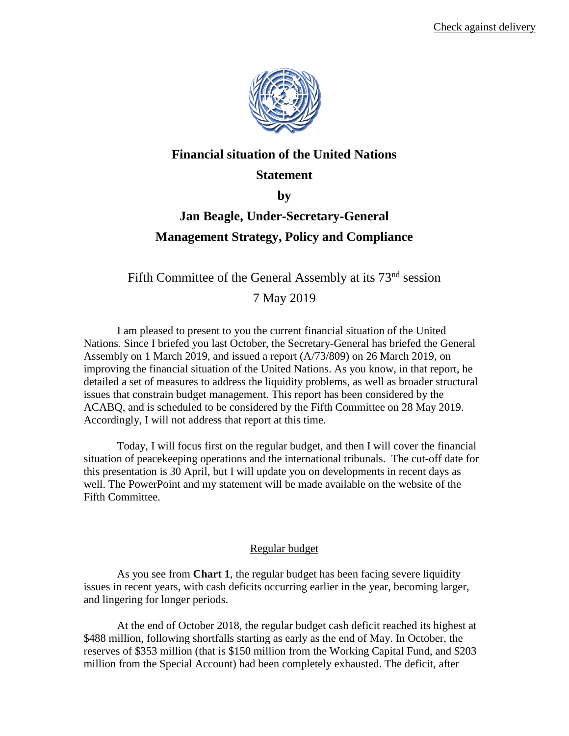Check against delivery

**Financial situation of the United Nations**

**Statement**

**by**

**Jan Beagle, Under-Secretary-General**

**Management Strategy, Policy and Compliance**

Fifth Committee of the General Assembly at its 73rd session

7 May 2019

I am pleased to present to you the current financial situation of the United Nations. Since I briefed you last October, the Secretary-General has briefed the General Assembly on 1 March 2019, and issued a report (A/73/809) on 26 March 2019, on improving the financial situation of the United Nations. As you know, in that report, he detailed a set of measures to address the liquidity problems, as well as broader structural issues that constrain budget management. This report has been considered by the ACABQ, and is scheduled to be considered by the Fifth Committee on 28 May 2019. Accordingly, I will not address that report at this time.

Today, I will focus first on the regular budget, and then I will cover the financial situation of peacekeeping operations and the international tribunals. The cut-off date for this presentation is 30 April, but I will update you on developments in recent days as well. The PowerPoint and my statement will be made available on the website of the Fifth Committee.

## Regular budget

As you see from **Chart 1**, the regular budget has been facing severe liquidity issues in recent years, with cash deficits occurring earlier in the year, becoming larger, and lingering for longer periods.

At the end of October 2018, the regular budget cash deficit reached its highest at $488 million, following shortfalls starting as early as the end of May. In October, the reserves of $353 million (that is $150 million from the Working Capital Fund, and $203 million from the Special Account) had been completely exhausted. The deficit, after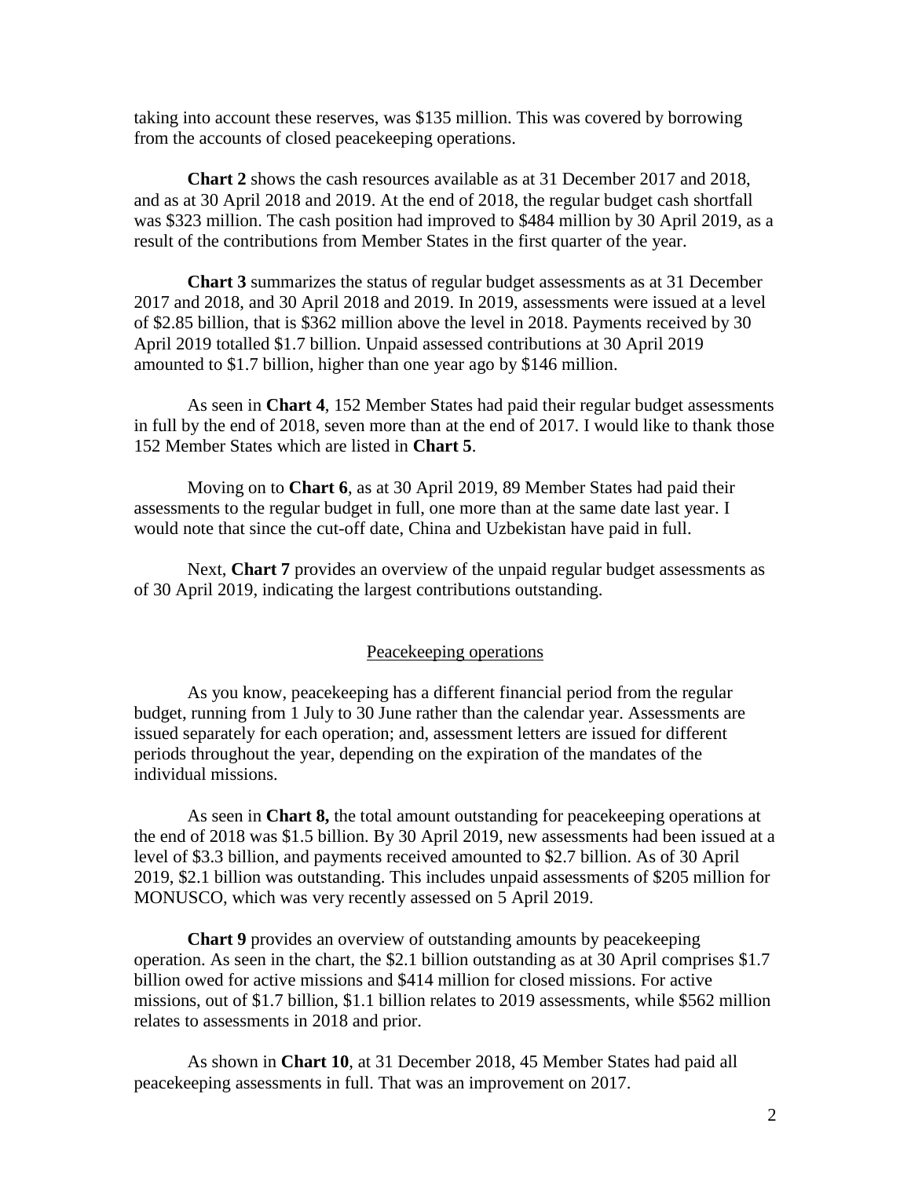taking into account these reserves, was $135 million. This was covered by borrowing from the accounts of closed peacekeeping operations.

**Chart 2** shows the cash resources available as at 31 December 2017 and 2018, and as at 30 April 2018 and 2019. At the end of 2018, the regular budget cash shortfall was $323 million. The cash position had improved to $484 million by 30 April 2019, as a result of the contributions from Member States in the first quarter of the year.

**Chart 3** summarizes the status of regular budget assessments as at 31 December 2017 and 2018, and 30 April 2018 and 2019. In 2019, assessments were issued at a level of $2.85 billion, that is $362 million above the level in 2018. Payments received by 30 April 2019 totalled $1.7 billion. Unpaid assessed contributions at 30 April 2019 amounted to $1.7 billion, higher than one year ago by $146 million.

As seen in **Chart 4**, 152 Member States had paid their regular budget assessments in full by the end of 2018, seven more than at the end of 2017. I would like to thank those 152 Member States which are listed in **Chart 5**.

Moving on to **Chart 6**, as at 30 April 2019, 89 Member States had paid their assessments to the regular budget in full, one more than at the same date last year. I would note that since the cut-off date, China and Uzbekistan have paid in full.

Next, **Chart 7** provides an overview of the unpaid regular budget assessments as of 30 April 2019, indicating the largest contributions outstanding.

## Peacekeeping operations

As you know, peacekeeping has a different financial period from the regular budget, running from 1 July to 30 June rather than the calendar year. Assessments are issued separately for each operation; and, assessment letters are issued for different periods throughout the year, depending on the expiration of the mandates of the individual missions.

As seen in **Chart 8,** the total amount outstanding for peacekeeping operations at the end of 2018 was $1.5 billion. By 30 April 2019, new assessments had been issued at a level of $3.3 billion, and payments received amounted to $2.7 billion. As of 30 April 2019, $2.1 billion was outstanding. This includes unpaid assessments of $205 million for MONUSCO, which was very recently assessed on 5 April 2019.

**Chart 9** provides an overview of outstanding amounts by peacekeeping operation. As seen in the chart, the $2.1 billion outstanding as at 30 April comprises $1.7 billion owed for active missions and $414 million for closed missions. For active missions, out of $1.7 billion, $1.1 billion relates to 2019 assessments, while $562 million relates to assessments in 2018 and prior.

As shown in **Chart 10**, at 31 December 2018, 45 Member States had paid all peacekeeping assessments in full. That was an improvement on 2017.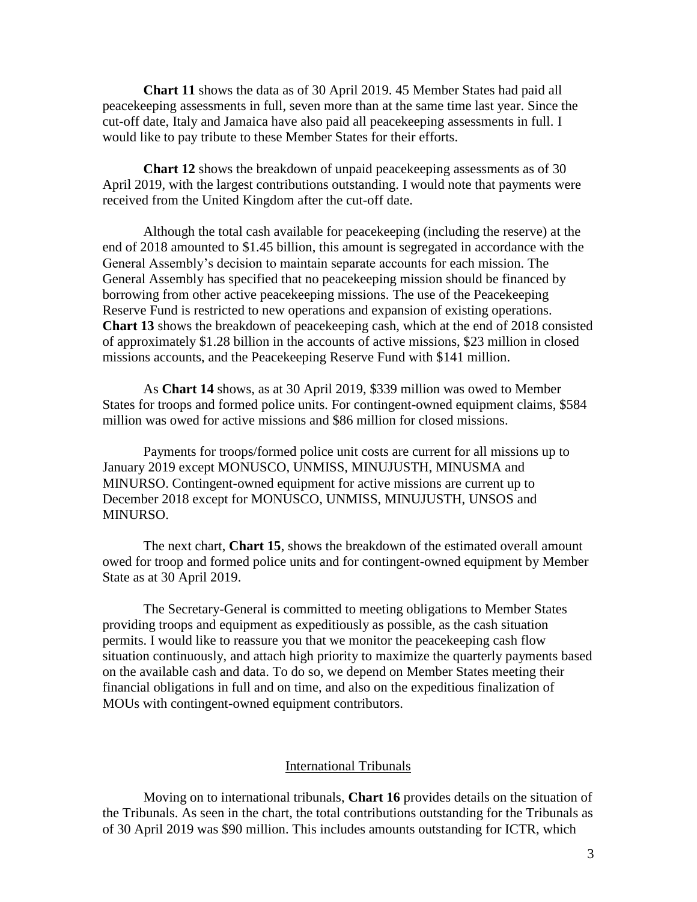**Chart 11** shows the data as of 30 April 2019. 45 Member States had paid all peacekeeping assessments in full, seven more than at the same time last year. Since the cut-off date, Italy and Jamaica have also paid all peacekeeping assessments in full. I would like to pay tribute to these Member States for their efforts.

**Chart 12** shows the breakdown of unpaid peacekeeping assessments as of 30 April 2019, with the largest contributions outstanding. I would note that payments were received from the United Kingdom after the cut-off date.

Although the total cash available for peacekeeping (including the reserve) at the end of 2018 amounted to $1.45 billion, this amount is segregated in accordance with the General Assembly's decision to maintain separate accounts for each mission. The General Assembly has specified that no peacekeeping mission should be financed by borrowing from other active peacekeeping missions. The use of the Peacekeeping Reserve Fund is restricted to new operations and expansion of existing operations. **Chart 13** shows the breakdown of peacekeeping cash, which at the end of 2018 consisted of approximately $1.28 billion in the accounts of active missions, $23 million in closed missions accounts, and the Peacekeeping Reserve Fund with $141 million.

As **Chart 14** shows, as at 30 April 2019, $339 million was owed to Member States for troops and formed police units. For contingent-owned equipment claims, $584 million was owed for active missions and $86 million for closed missions.

Payments for troops/formed police unit costs are current for all missions up to January 2019 except MONUSCO, UNMISS, MINUJUSTH, MINUSMA and MINURSO. Contingent-owned equipment for active missions are current up to December 2018 except for MONUSCO, UNMISS, MINUJUSTH, UNSOS and MINURSO.

The next chart, **Chart 15**, shows the breakdown of the estimated overall amount owed for troop and formed police units and for contingent-owned equipment by Member State as at 30 April 2019.

The Secretary-General is committed to meeting obligations to Member States providing troops and equipment as expeditiously as possible, as the cash situation permits. I would like to reassure you that we monitor the peacekeeping cash flow situation continuously, and attach high priority to maximize the quarterly payments based on the available cash and data. To do so, we depend on Member States meeting their financial obligations in full and on time, and also on the expeditious finalization of MOUs with contingent-owned equipment contributors.

## International Tribunals

Moving on to international tribunals, **Chart 16** provides details on the situation of the Tribunals. As seen in the chart, the total contributions outstanding for the Tribunals as of 30 April 2019 was $90 million. This includes amounts outstanding for ICTR, which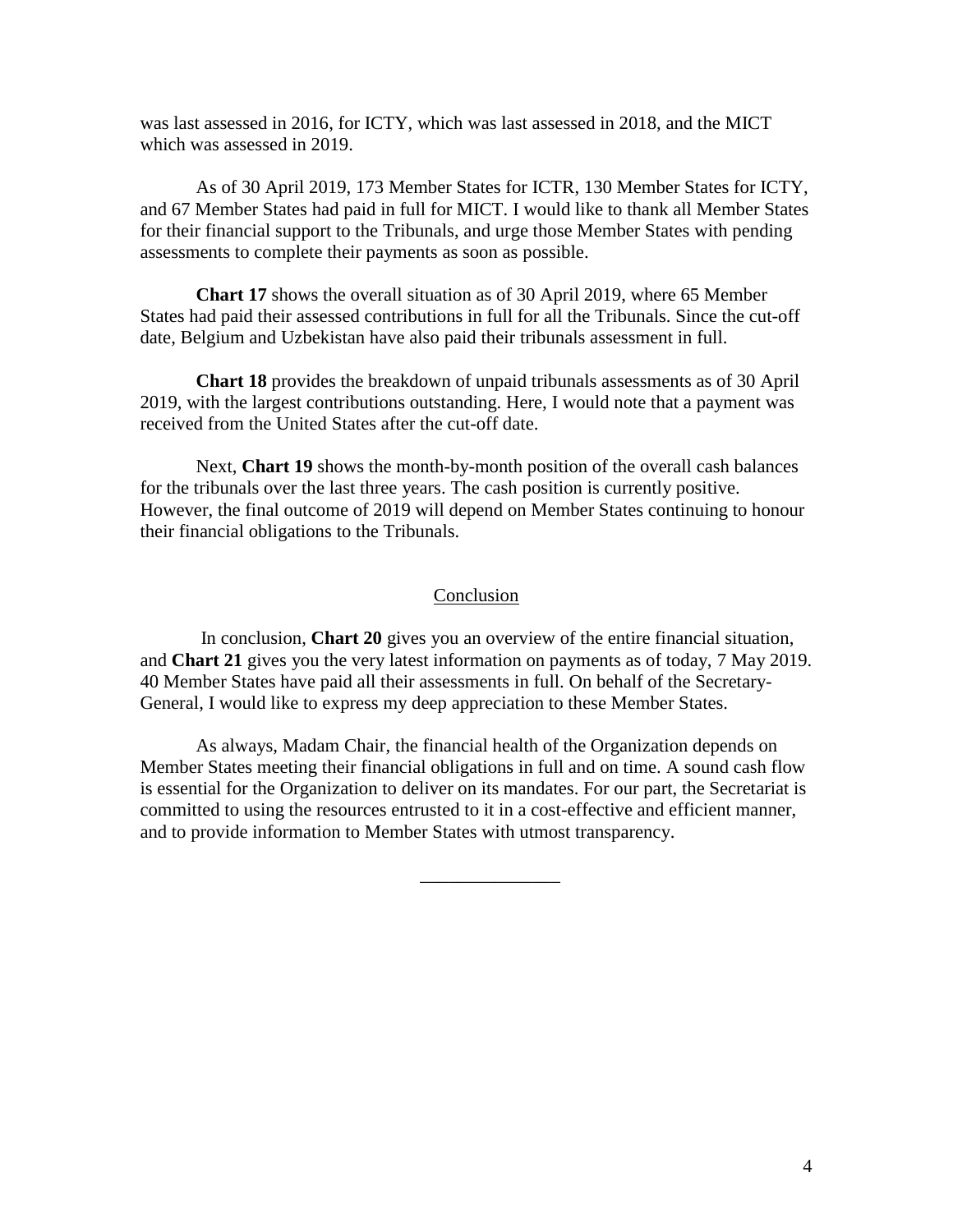was last assessed in 2016, for ICTY, which was last assessed in 2018, and the MICT which was assessed in 2019.

As of 30 April 2019, 173 Member States for ICTR, 130 Member States for ICTY, and 67 Member States had paid in full for MICT. I would like to thank all Member States for their financial support to the Tribunals, and urge those Member States with pending assessments to complete their payments as soon as possible.

**Chart 17** shows the overall situation as of 30 April 2019, where 65 Member States had paid their assessed contributions in full for all the Tribunals. Since the cut-off date, Belgium and Uzbekistan have also paid their tribunals assessment in full.

**Chart 18** provides the breakdown of unpaid tribunals assessments as of 30 April 2019, with the largest contributions outstanding. Here, I would note that a payment was received from the United States after the cut-off date.

Next, **Chart 19** shows the month-by-month position of the overall cash balances for the tribunals over the last three years. The cash position is currently positive. However, the final outcome of 2019 will depend on Member States continuing to honour their financial obligations to the Tribunals.

## Conclusion

In conclusion, **Chart 20** gives you an overview of the entire financial situation, and **Chart 21** gives you the very latest information on payments as of today, 7 May 2019. 40 Member States have paid all their assessments in full. On behalf of the Secretary-General, I would like to express my deep appreciation to these Member States.

As always, Madam Chair, the financial health of the Organization depends on Member States meeting their financial obligations in full and on time. A sound cash flow is essential for the Organization to deliver on its mandates. For our part, the Secretariat is committed to using the resources entrusted to it in a cost-effective and efficient manner, and to provide information to Member States with utmost transparency.

_______________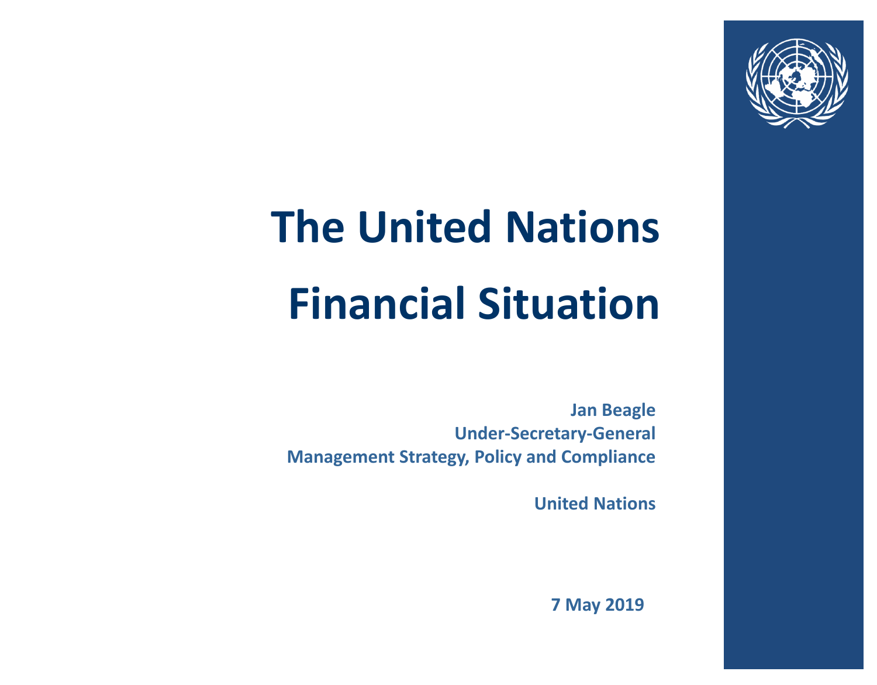# The United Nations Financial Situation

**Jan Beagle**
**Under-Secretary-General**
**Management Strategy, Policy and Compliance**

**United Nations**

**7 May 2019**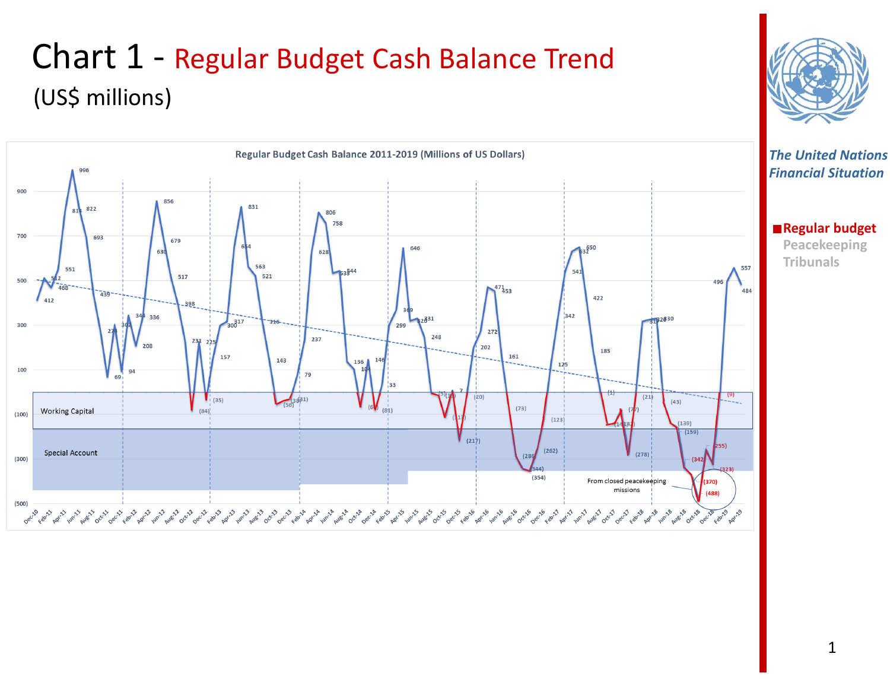# Chart 1 - Regular Budget Cash Balance Trend

(US$ millions)

*The United Nations Financial Situation*

- Regular budget
- Peacekeeping
- Tribunals

Regular Budget Cash Balance 2011-2019 (Millions of US Dollars)

900
700
500
300
100
(100)
(300)
(500)

Dec-10 Feb-11 Apr-11 Jun-11 Aug-11 Oct-11 Dec-11 Feb-12 Apr-12 Jun-12 Aug-12 Oct-12 Dec-12 Feb-13 Apr-13 Jun-13 Aug-13 Oct-13 Dec-13 Feb-14 Apr-14 Jun-14 Aug-14 Oct-14 Dec-14 Feb-15 Apr-15 Jun-15 Aug-15 Oct-15 Dec-15 Feb-16 Apr-16 Jun-16 Aug-16 Oct-16 Dec-16 Feb-17 Apr-17 Jun-17 Aug-17 Oct-17 Dec-17 Feb-18 Apr-18 Jun-18 Aug-18 Oct-18 Dec-18 Feb-19 Apr-19

Working Capital

Special Account

From closed peacekeeping missions

412 512 468 551 814 996 822 693 435 274 69 302 94 344 336 208 630 856 679 517 398 231 (84) 225 (35) 157 300 317 654 831 563 521 316 143 (56) (39) (31) 79 237 628 806 758 535 544 136 104 146 (66) (81) 33 299 369 646 320 331 248 (5) (15) (113) 7 (217) (20) 202 272 471 453 161 (73) (286) (344) (354) (262) (123) 125 342 541 632 650 422 185 (1) (141) (142) (77) (278) (21) 318 328 330 (43) (139) (159) (342) (370) (488) (255) (323) (9) 496 557 484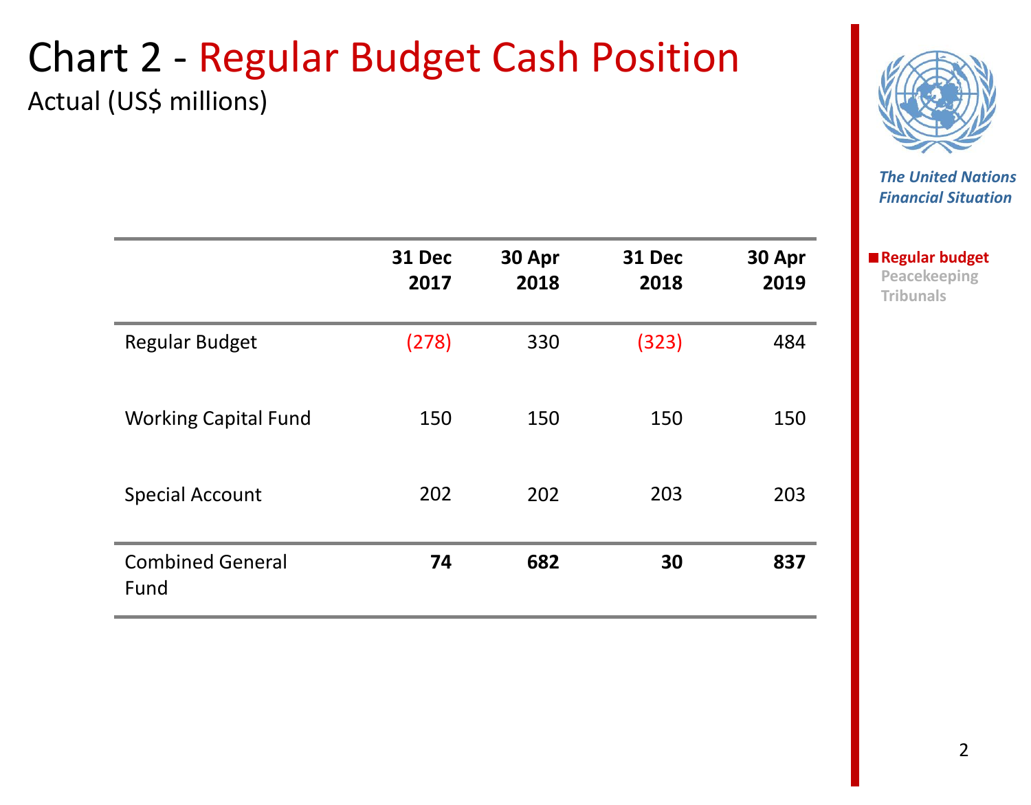# Chart 2 - Regular Budget Cash Position

Actual (US$ millions)

| | 31 Dec 2017 | 30 Apr 2018 | 31 Dec 2018 | 30 Apr 2019 |
|---|---|---|---|---|
| Regular Budget | (278) | 330 | (323) | 484 |
| Working Capital Fund | 150 | 150 | 150 | 150 |
| Special Account | 202 | 202 | 203 | 203 |
| Combined General Fund | **74** | **682** | **30** | **837** |

*The United Nations Financial Situation*

**Regular budget**
Peacekeeping
Tribunals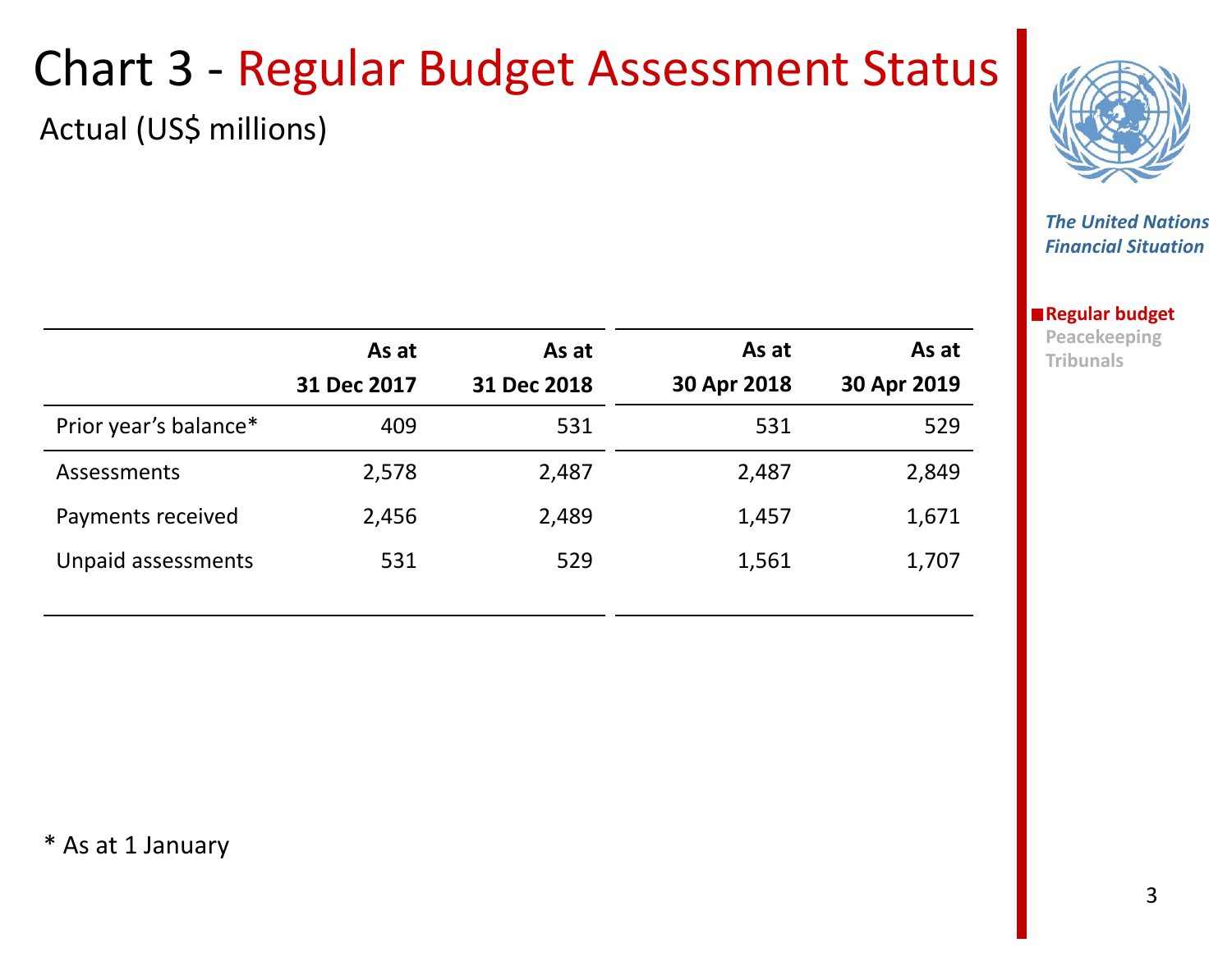# Chart 3 - Regular Budget Assessment Status

Actual (US$ millions)

| | As at 31 Dec 2017 | As at 31 Dec 2018 | As at 30 Apr 2018 | As at 30 Apr 2019 |
|---|---|---|---|---|
| Prior year's balance* | 409 | 531 | 531 | 529 |
| Assessments | 2,578 | 2,487 | 2,487 | 2,849 |
| Payments received | 2,456 | 2,489 | 1,457 | 1,671 |
| Unpaid assessments | 531 | 529 | 1,561 | 1,707 |

* As at 1 January

*The United Nations Financial Situation*

**Regular budget**
Peacekeeping
Tribunals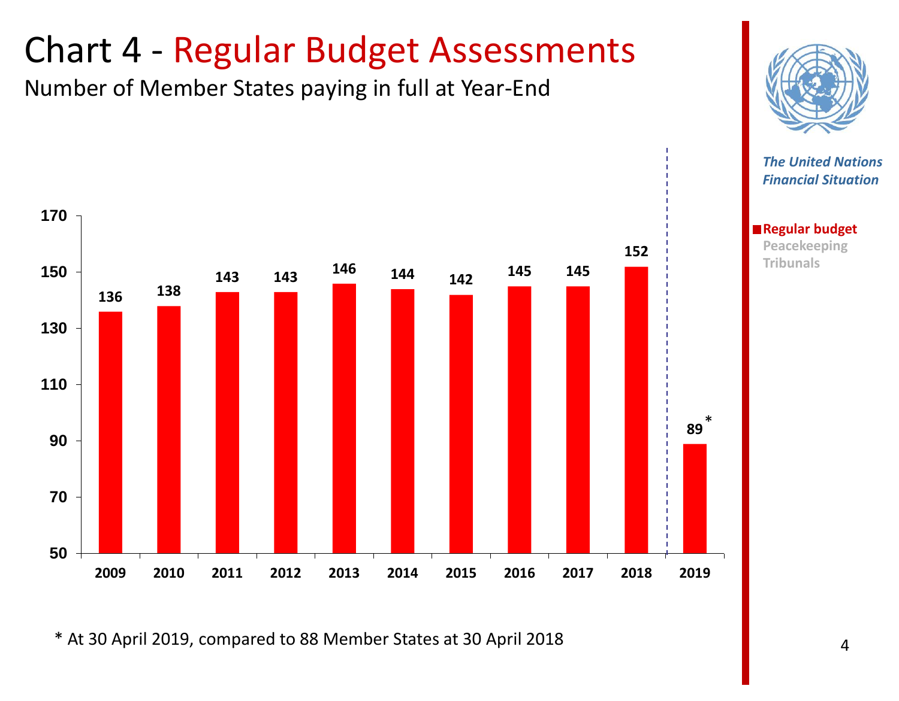# Chart 4 - Regular Budget Assessments

Number of Member States paying in full at Year-End

170
150
130
110
90
70
50

136 138 143 143 146 144 142 145 145 152 89*

2009 2010 2011 2012 2013 2014 2015 2016 2017 2018 2019

*The United Nations Financial Situation*

**Regular budget**
Peacekeeping
Tribunals

* At 30 April 2019, compared to 88 Member States at 30 April 2018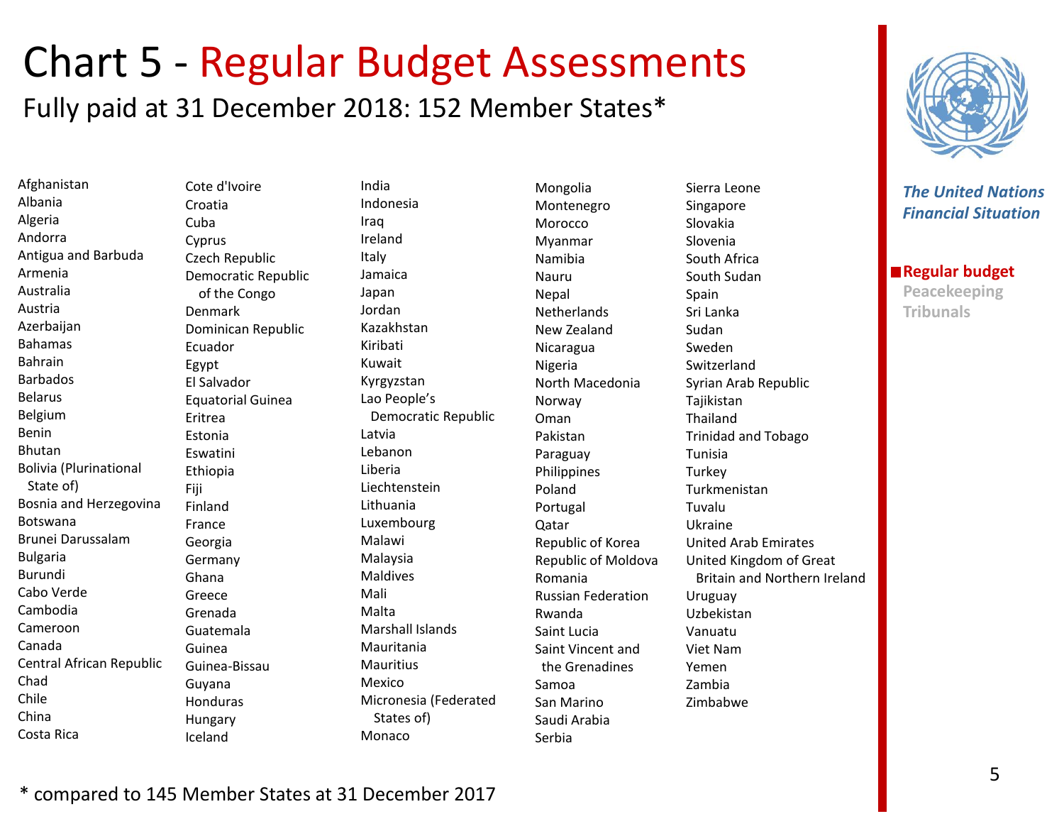# Chart 5 - Regular Budget Assessments

## Fully paid at 31 December 2018: 152 Member States*

Afghanistan
Albania
Algeria
Andorra
Antigua and Barbuda
Armenia
Australia
Austria
Azerbaijan
Bahamas
Bahrain
Barbados
Belarus
Belgium
Benin
Bhutan
Bolivia (Plurinational State of)
Bosnia and Herzegovina
Botswana
Brunei Darussalam
Bulgaria
Burundi
Cabo Verde
Cambodia
Cameroon
Canada
Central African Republic
Chad
Chile
China
Costa Rica
Cote d'Ivoire
Croatia
Cuba
Cyprus
Czech Republic
Democratic Republic of the Congo
Denmark
Dominican Republic
Ecuador
Egypt
El Salvador
Equatorial Guinea
Eritrea
Estonia
Eswatini
Ethiopia
Fiji
Finland
France
Georgia
Germany
Ghana
Greece
Grenada
Guatemala
Guinea
Guinea-Bissau
Guyana
Honduras
Hungary
Iceland
India
Indonesia
Iraq
Ireland
Italy
Jamaica
Japan
Jordan
Kazakhstan
Kiribati
Kuwait
Kyrgyzstan
Lao People's Democratic Republic
Latvia
Lebanon
Liberia
Liechtenstein
Lithuania
Luxembourg
Malawi
Malaysia
Maldives
Mali
Malta
Marshall Islands
Mauritania
Mauritius
Mexico
Micronesia (Federated States of)
Monaco
Mongolia
Montenegro
Morocco
Myanmar
Namibia
Nauru
Nepal
Netherlands
New Zealand
Nicaragua
Nigeria
North Macedonia
Norway
Oman
Pakistan
Paraguay
Philippines
Poland
Portugal
Qatar
Republic of Korea
Republic of Moldova
Romania
Russian Federation
Rwanda
Saint Lucia
Saint Vincent and the Grenadines
Samoa
San Marino
Saudi Arabia
Serbia
Sierra Leone
Singapore
Slovakia
Slovenia
South Africa
South Sudan
Spain
Sri Lanka
Sudan
Sweden
Switzerland
Syrian Arab Republic
Tajikistan
Thailand
Trinidad and Tobago
Tunisia
Turkey
Turkmenistan
Tuvalu
Ukraine
United Arab Emirates
United Kingdom of Great Britain and Northern Ireland
Uruguay
Uzbekistan
Vanuatu
Viet Nam
Yemen
Zambia
Zimbabwe

\* compared to 145 Member States at 31 December 2017

*The United Nations Financial Situation*

**Regular budget**
Peacekeeping
Tribunals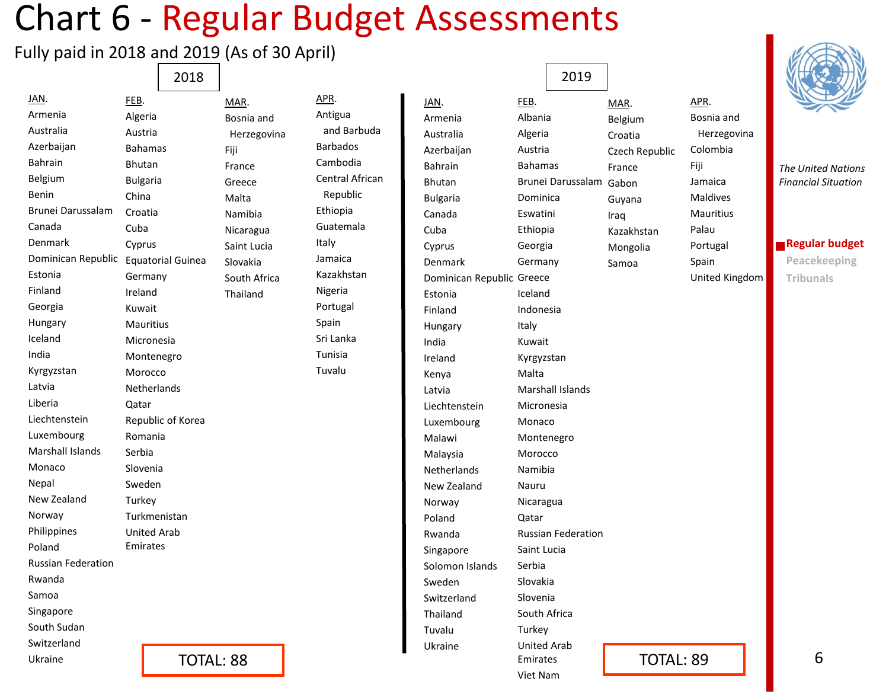# Chart 6 - Regular Budget Assessments

Fully paid in 2018 and 2019 (As of 30 April)

## 2018

**JAN.**
Armenia
Australia
Azerbaijan
Bahrain
Belgium
Benin
Brunei Darussalam
Canada
Denmark
Dominican Republic
Estonia
Finland
Georgia
Hungary
Iceland
India
Kyrgyzstan
Latvia
Liberia
Liechtenstein
Luxembourg
Marshall Islands
Monaco
Nepal
New Zealand
Norway
Philippines
Poland
Russian Federation
Rwanda
Samoa
Singapore
South Sudan
Switzerland
Ukraine

**FEB.**
Algeria
Austria
Bahamas
Bhutan
Bulgaria
China
Croatia
Cuba
Cyprus
Equatorial Guinea
Germany
Ireland
Kuwait
Mauritius
Micronesia
Montenegro
Morocco
Netherlands
Qatar
Republic of Korea
Romania
Serbia
Slovenia
Sweden
Turkey
Turkmenistan
United Arab Emirates

**MAR.**
Bosnia and Herzegovina
Fiji
France
Greece
Malta
Namibia
Nicaragua
Saint Lucia
Slovakia
South Africa
Thailand

**APR.**
Antigua and Barbuda
Barbados
Cambodia
Central African Republic
Ethiopia
Guatemala
Italy
Jamaica
Kazakhstan
Nigeria
Portugal
Spain
Sri Lanka
Tunisia
Tuvalu

TOTAL: 88

## 2019

**JAN.**
Armenia
Australia
Azerbaijan
Bahrain
Bhutan
Bulgaria
Canada
Cuba
Cyprus
Denmark
Dominican Republic
Estonia
Finland
Hungary
India
Ireland
Kenya
Latvia
Liechtenstein
Luxembourg
Malawi
Malaysia
Netherlands
New Zealand
Norway
Poland
Rwanda
Singapore
Solomon Islands
Sweden
Switzerland
Thailand
Tuvalu
Ukraine

**FEB.**
Albania
Algeria
Austria
Bahamas
Brunei Darussalam
Dominica
Eswatini
Ethiopia
Georgia
Germany
Greece
Iceland
Indonesia
Italy
Kuwait
Kyrgyzstan
Malta
Marshall Islands
Micronesia
Monaco
Montenegro
Morocco
Namibia
Nauru
Nicaragua
Qatar
Russian Federation
Saint Lucia
Serbia
Slovakia
Slovenia
South Africa
Turkey
United Arab Emirates
Viet Nam

**MAR.**
Belgium
Croatia
Czech Republic
France
Gabon
Guyana
Iraq
Kazakhstan
Mongolia
Samoa

**APR.**
Bosnia and Herzegovina
Colombia
Fiji
Jamaica
Maldives
Mauritius
Palau
Portugal
Spain
United Kingdom

TOTAL: 89

*The United Nations Financial Situation*

**Regular budget**
Peacekeeping
Tribunals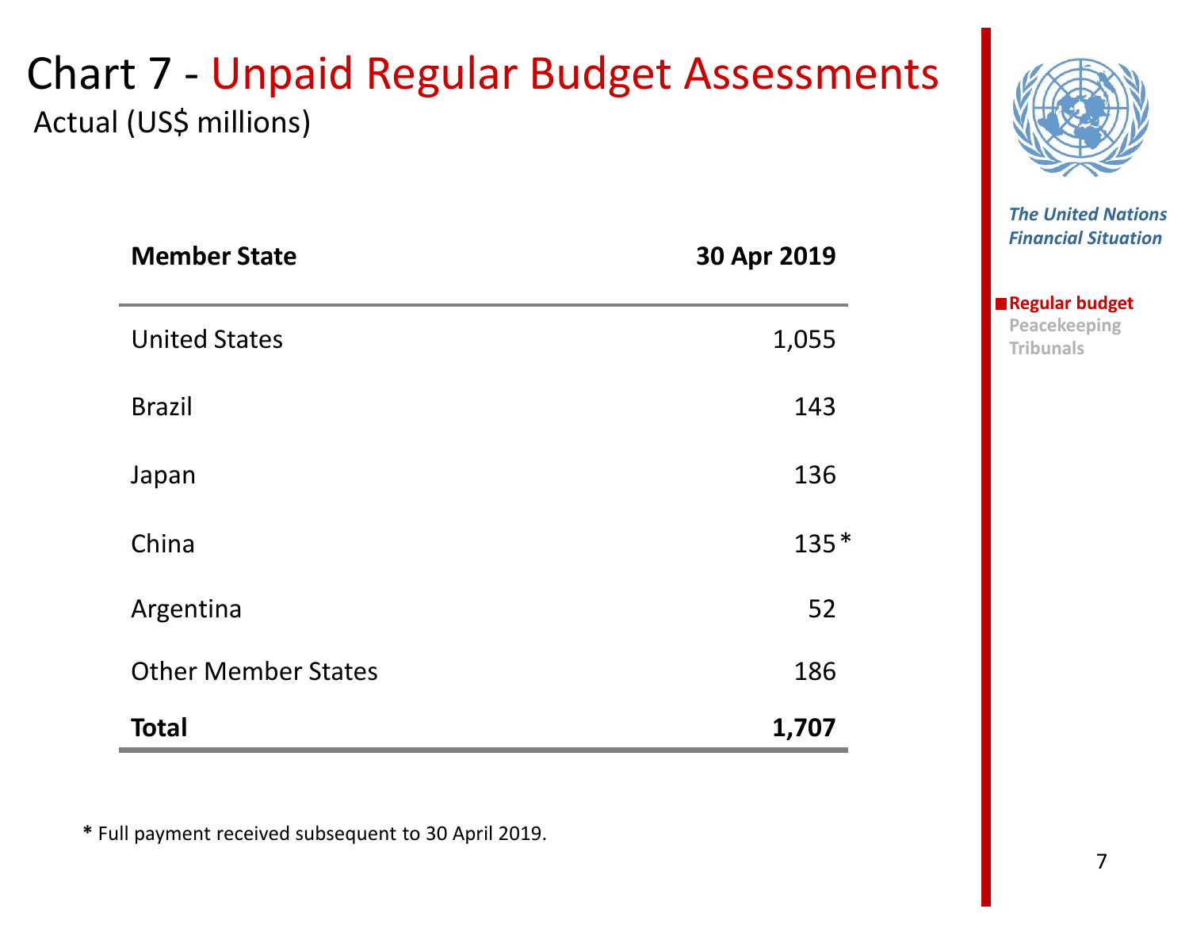# Chart 7 - Unpaid Regular Budget Assessments

Actual (US$ millions)

| Member State | 30 Apr 2019 |
|---|---|
| United States | 1,055 |
| Brazil | 143 |
| Japan | 136 |
| China | 135* |
| Argentina | 52 |
| Other Member States | 186 |
| **Total** | **1,707** |

**\*** Full payment received subsequent to 30 April 2019.

*The United Nations Financial Situation*

**Regular budget**
Peacekeeping
Tribunals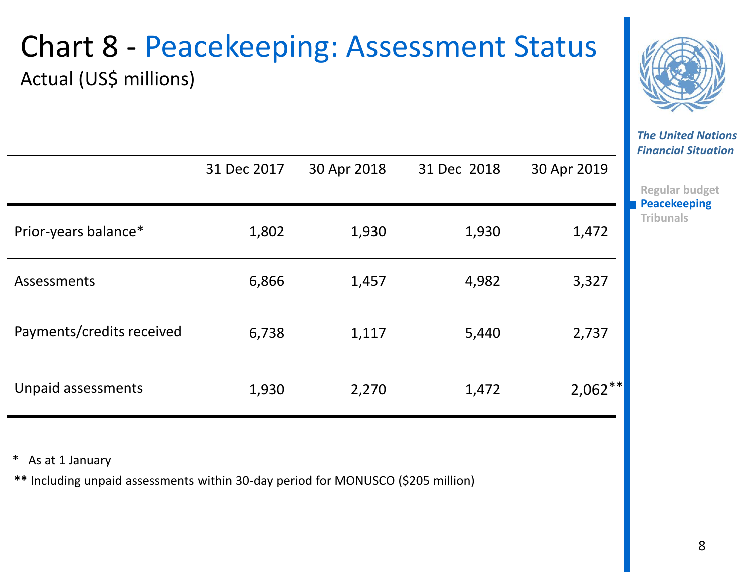# Chart 8 - Peacekeeping: Assessment Status

Actual (US$ millions)

| | 31 Dec 2017 | 30 Apr 2018 | 31 Dec 2018 | 30 Apr 2019 |
|---|---|---|---|---|
| Prior-years balance* | 1,802 | 1,930 | 1,930 | 1,472 |
| Assessments | 6,866 | 1,457 | 4,982 | 3,327 |
| Payments/credits received | 6,738 | 1,117 | 5,440 | 2,737 |
| Unpaid assessments | 1,930 | 2,270 | 1,472 | 2,062** |

\* As at 1 January

**\*\*** Including unpaid assessments within 30-day period for MONUSCO ($205 million)

*The United Nations Financial Situation*

Regular budget
**Peacekeeping**
Tribunals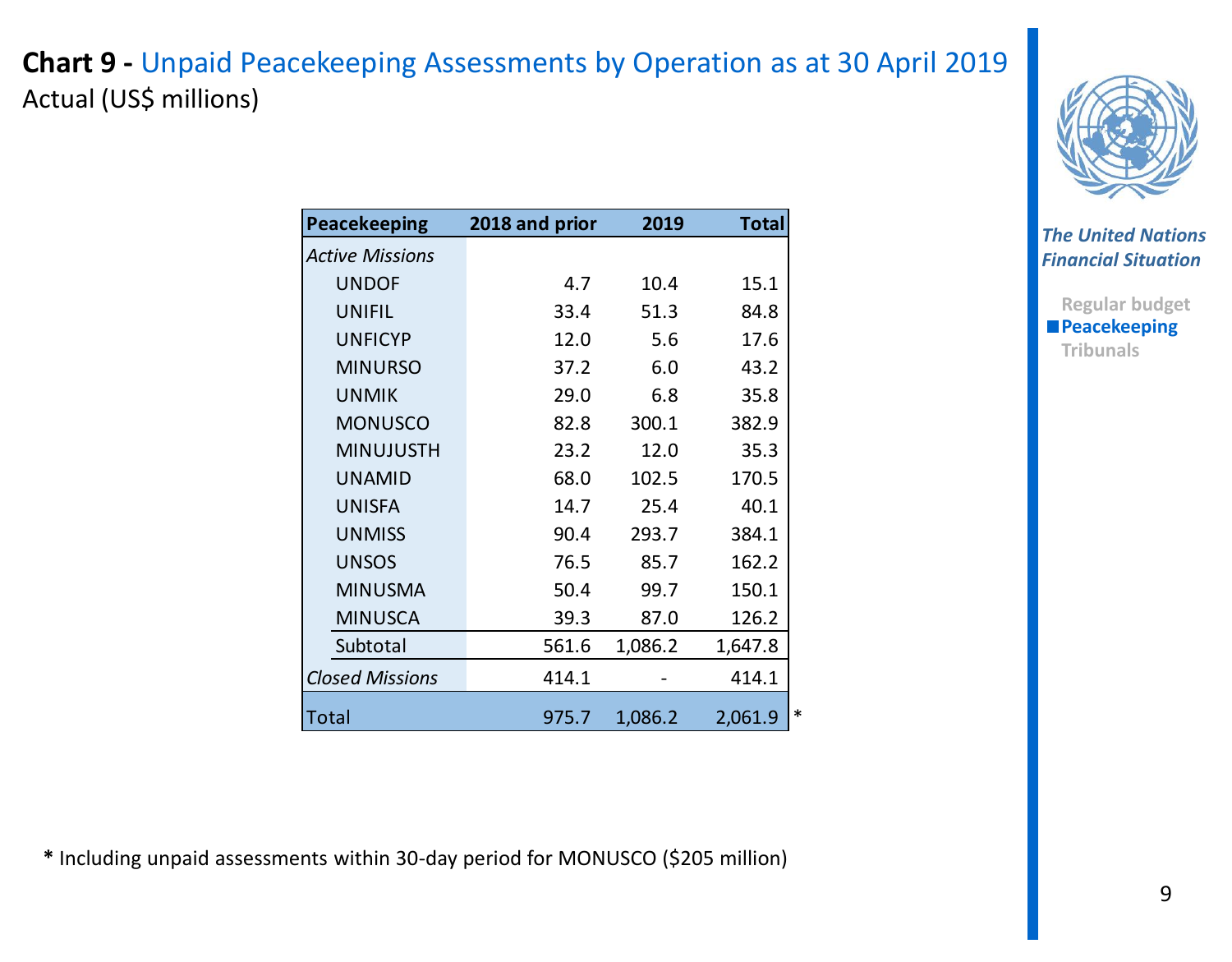**Chart 9 -** Unpaid Peacekeeping Assessments by Operation as at 30 April 2019

Actual (US$ millions)

| Peacekeeping | 2018 and prior | 2019 | Total |
|---|---|---|---|
| *Active Missions* | | | |
| UNDOF | 4.7 | 10.4 | 15.1 |
| UNIFIL | 33.4 | 51.3 | 84.8 |
| UNFICYP | 12.0 | 5.6 | 17.6 |
| MINURSO | 37.2 | 6.0 | 43.2 |
| UNMIK | 29.0 | 6.8 | 35.8 |
| MONUSCO | 82.8 | 300.1 | 382.9 |
| MINUJUSTH | 23.2 | 12.0 | 35.3 |
| UNAMID | 68.0 | 102.5 | 170.5 |
| UNISFA | 14.7 | 25.4 | 40.1 |
| UNMISS | 90.4 | 293.7 | 384.1 |
| UNSOS | 76.5 | 85.7 | 162.2 |
| MINUSMA | 50.4 | 99.7 | 150.1 |
| MINUSCA | 39.3 | 87.0 | 126.2 |
| Subtotal | 561.6 | 1,086.2 | 1,647.8 |
| *Closed Missions* | 414.1 | - | 414.1 |
| Total | 975.7 | 1,086.2 | 2,061.9 * |

**\*** Including unpaid assessments within 30-day period for MONUSCO ($205 million)

*The United Nations Financial Situation*

Regular budget
**Peacekeeping**
Tribunals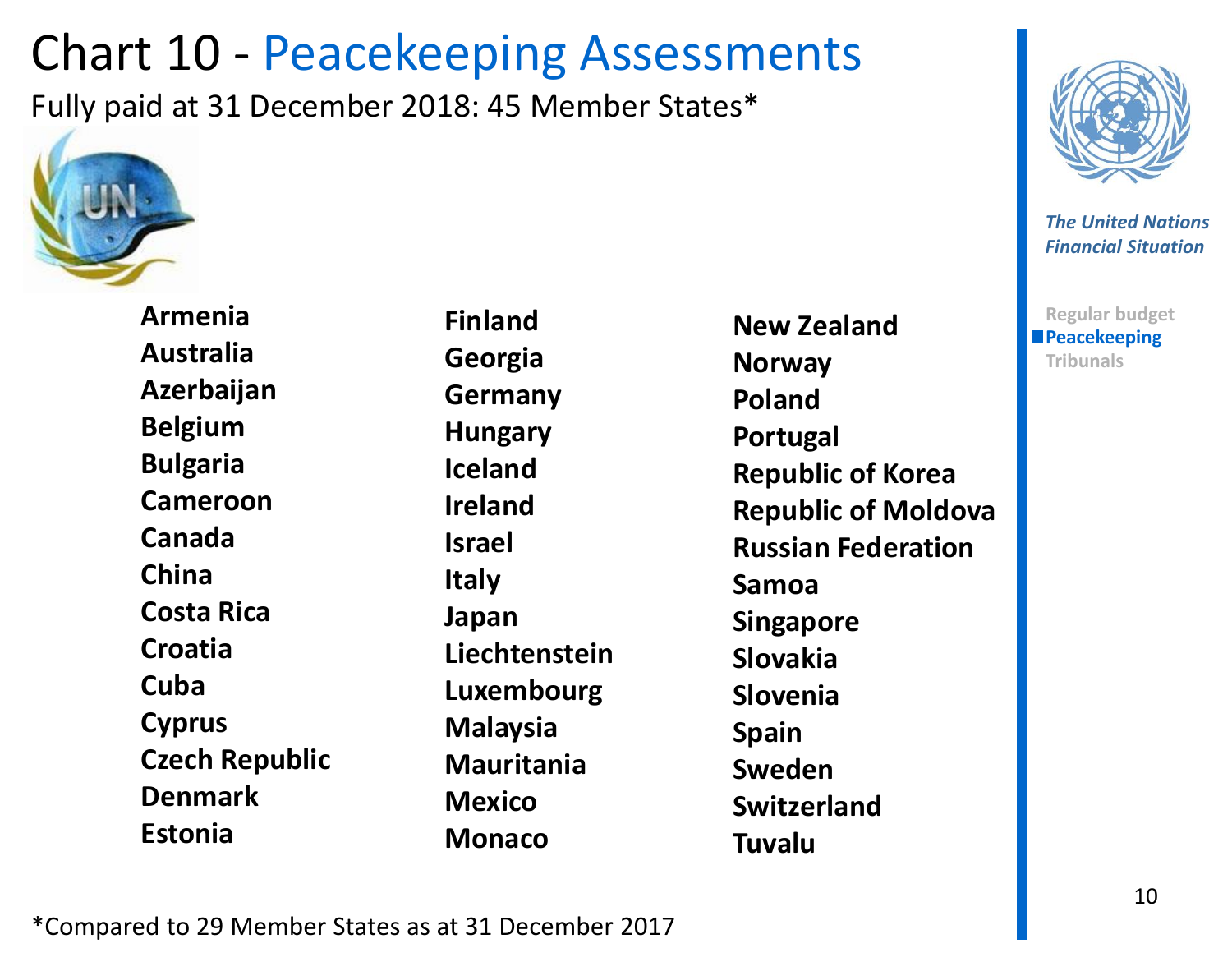# Chart 10 - Peacekeeping Assessments

Fully paid at 31 December 2018: 45 Member States*

**Armenia**
**Australia**
**Azerbaijan**
**Belgium**
**Bulgaria**
**Cameroon**
**Canada**
**China**
**Costa Rica**
**Croatia**
**Cuba**
**Cyprus**
**Czech Republic**
**Denmark**
**Estonia**
**Finland**
**Georgia**
**Germany**
**Hungary**
**Iceland**
**Ireland**
**Israel**
**Italy**
**Japan**
**Liechtenstein**
**Luxembourg**
**Malaysia**
**Mauritania**
**Mexico**
**Monaco**
**New Zealand**
**Norway**
**Poland**
**Portugal**
**Republic of Korea**
**Republic of Moldova**
**Russian Federation**
**Samoa**
**Singapore**
**Slovakia**
**Slovenia**
**Spain**
**Sweden**
**Switzerland**
**Tuvalu**

*Compared to 29 Member States as at 31 December 2017

*The United Nations Financial Situation*

Regular budget
Peacekeeping
Tribunals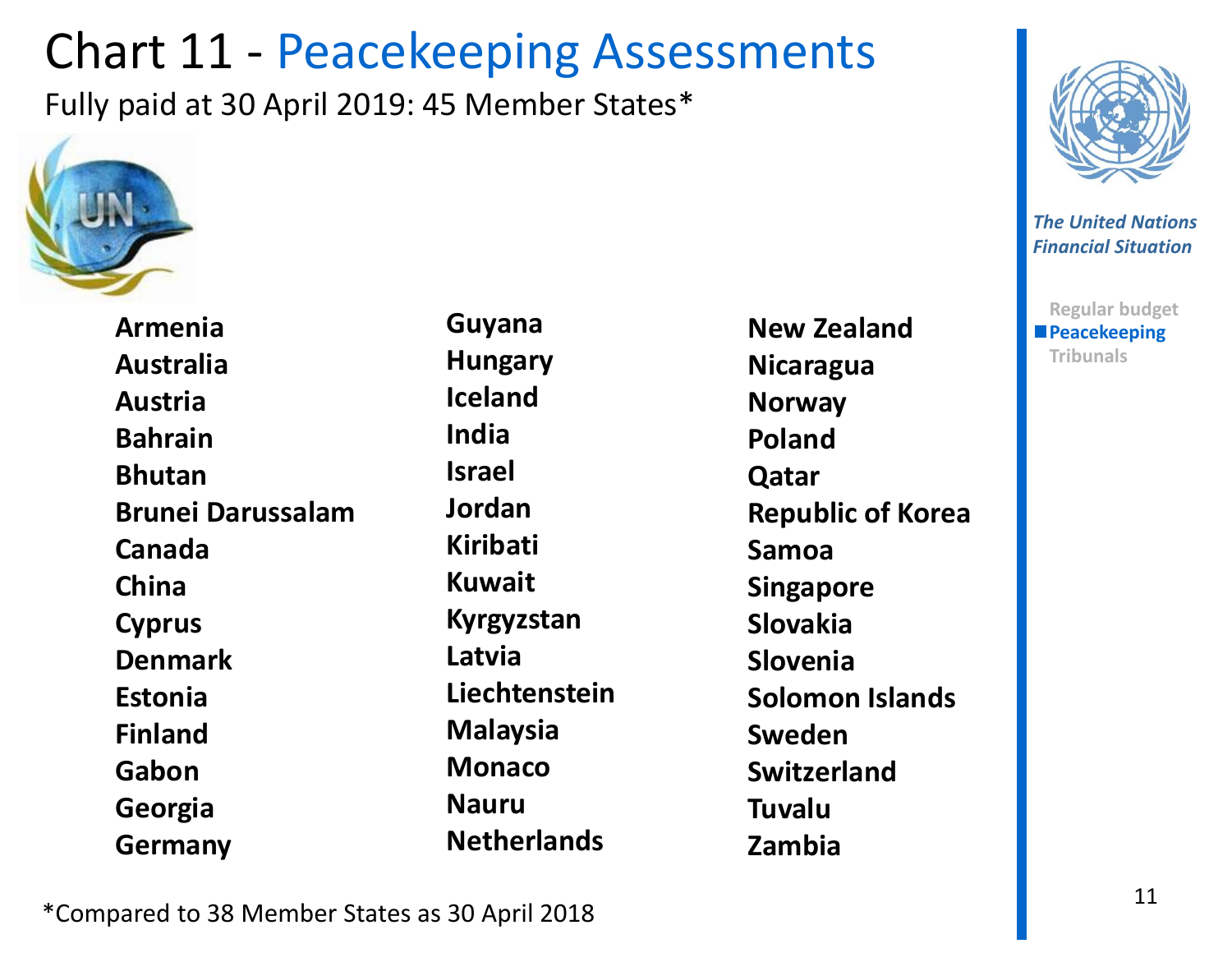# Chart 11 - Peacekeeping Assessments

Fully paid at 30 April 2019: 45 Member States*

- Armenia
- Australia
- Austria
- Bahrain
- Bhutan
- Brunei Darussalam
- Canada
- China
- Cyprus
- Denmark
- Estonia
- Finland
- Gabon
- Georgia
- Germany
- Guyana
- Hungary
- Iceland
- India
- Israel
- Jordan
- Kiribati
- Kuwait
- Kyrgyzstan
- Latvia
- Liechtenstein
- Malaysia
- Monaco
- Nauru
- Netherlands
- New Zealand
- Nicaragua
- Norway
- Poland
- Qatar
- Republic of Korea
- Samoa
- Singapore
- Slovakia
- Slovenia
- Solomon Islands
- Sweden
- Switzerland
- Tuvalu
- Zambia

*Compared to 38 Member States as 30 April 2018

*The United Nations Financial Situation*

Regular budget
Peacekeeping
Tribunals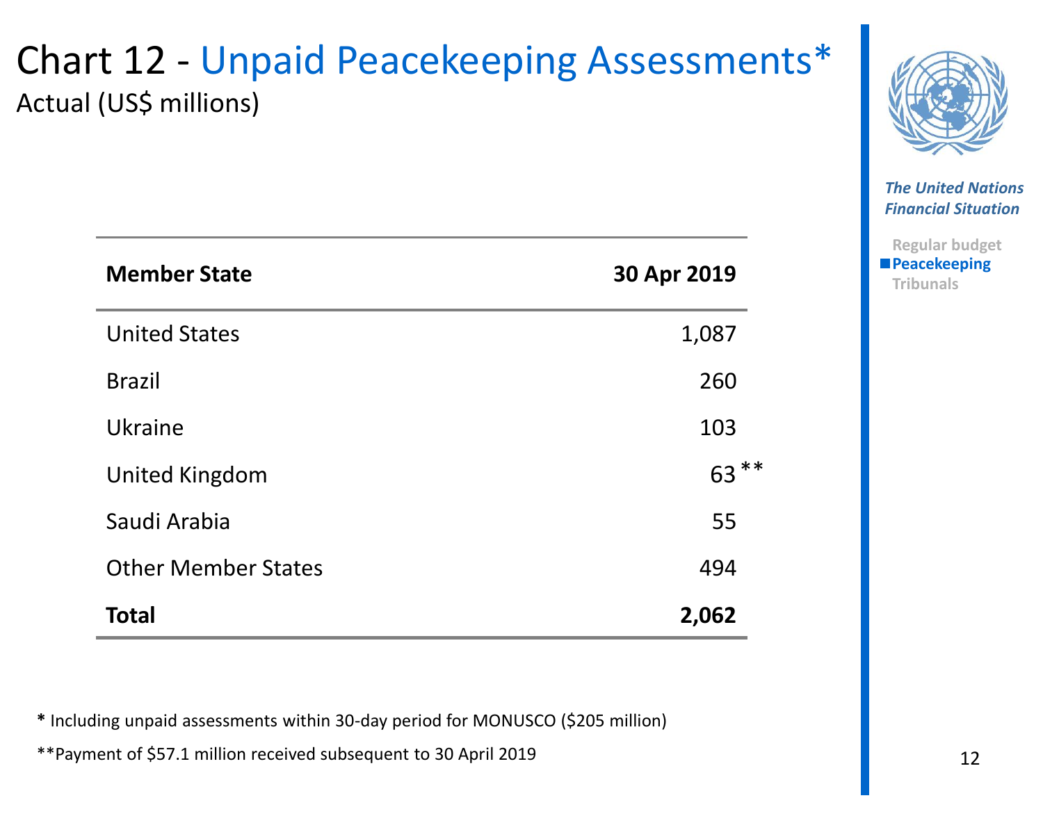# Chart 12 - Unpaid Peacekeeping Assessments*

Actual (US$ millions)

| Member State | 30 Apr 2019 |
|---|---|
| United States | 1,087 |
| Brazil | 260 |
| Ukraine | 103 |
| United Kingdom | 63 ** |
| Saudi Arabia | 55 |
| Other Member States | 494 |
| **Total** | **2,062** |

**\*** Including unpaid assessments within 30-day period for MONUSCO ($205 million)

**Payment of $57.1 million received subsequent to 30 April 2019

*The United Nations Financial Situation*

Regular budget
Peacekeeping
Tribunals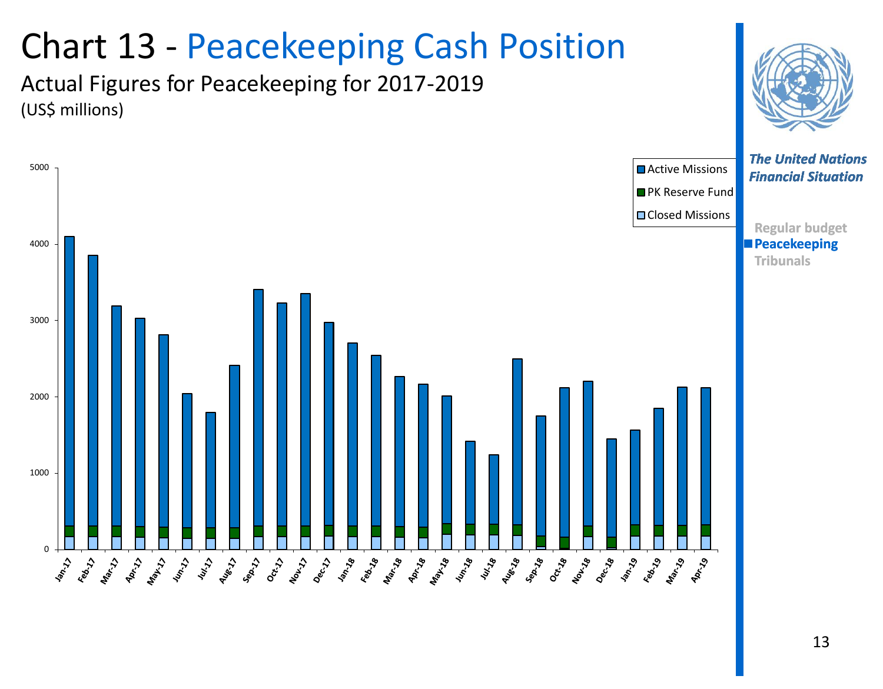# Chart 13 - Peacekeeping Cash Position

Actual Figures for Peacekeeping for 2017-2019

(US$ millions)

5000
4000
3000
2000
1000
0

Active Missions
PK Reserve Fund
Closed Missions

Jan-17
Feb-17
Mar-17
Apr-17
May-17
Jun-17
Jul-17
Aug-17
Sep-17
Oct-17
Nov-17
Dec-17
Jan-18
Feb-18
Mar-18
Apr-18
May-18
Jun-18
Jul-18
Aug-18
Sep-18
Oct-18
Nov-18
Dec-18
Jan-19
Feb-19
Mar-19
Apr-19

*The United Nations Financial Situation*

Regular budget
**Peacekeeping**
Tribunals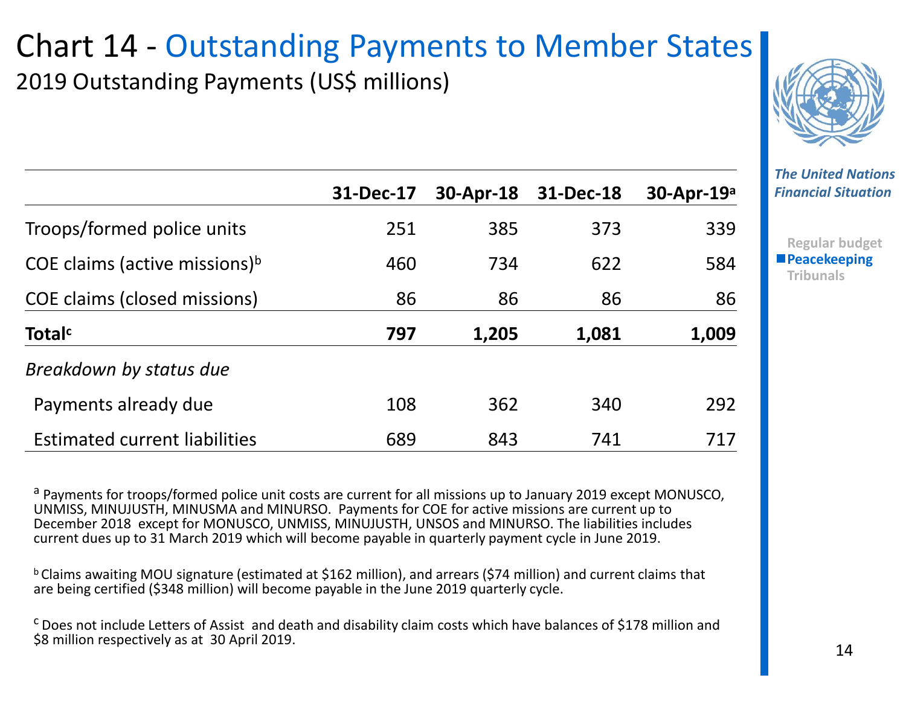# Chart 14 - Outstanding Payments to Member States

2019 Outstanding Payments (US$ millions)

| | 31-Dec-17 | 30-Apr-18 | 31-Dec-18 | 30-Apr-19[a] |
|---|---|---|---|---|
| Troops/formed police units | 251 | 385 | 373 | 339 |
| COE claims (active missions)[b] | 460 | 734 | 622 | 584 |
| COE claims (closed missions) | 86 | 86 | 86 | 86 |
| **Total[c]** | **797** | **1,205** | **1,081** | **1,009** |
| *Breakdown by status due* | | | | |
| Payments already due | 108 | 362 | 340 | 292 |
| Estimated current liabilities | 689 | 843 | 741 | 717 |

[a] Payments for troops/formed police unit costs are current for all missions up to January 2019 except MONUSCO, UNMISS, MINUJUSTH, MINUSMA and MINURSO. Payments for COE for active missions are current up to December 2018 except for MONUSCO, UNMISS, MINUJUSTH, UNSOS and MINURSO. The liabilities includes current dues up to 31 March 2019 which will become payable in quarterly payment cycle in June 2019.

[b] Claims awaiting MOU signature (estimated at $162 million), and arrears ($74 million) and current claims that are being certified ($348 million) will become payable in the June 2019 quarterly cycle.

[c] Does not include Letters of Assist and death and disability claim costs which have balances of $178 million and $8 million respectively as at 30 April 2019.

*The United Nations Financial Situation*

Regular budget
Peacekeeping
Tribunals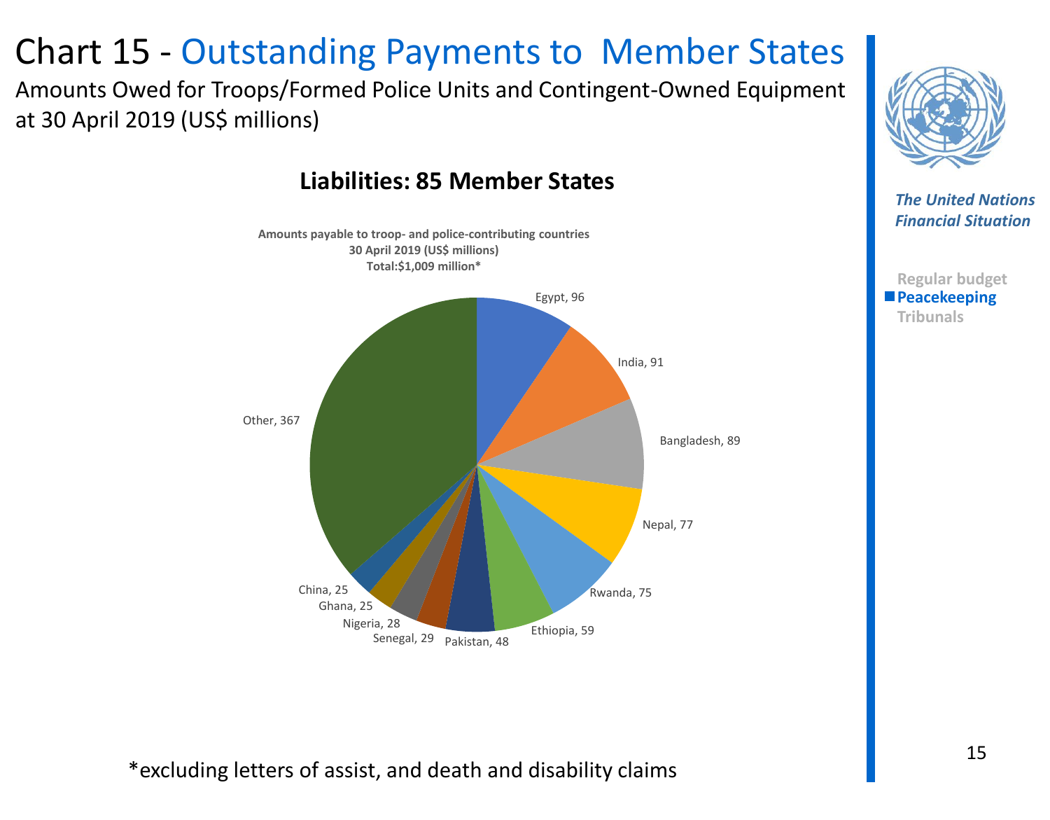# Chart 15 - Outstanding Payments to Member States

Amounts Owed for Troops/Formed Police Units and Contingent-Owned Equipment at 30 April 2019 (US$ millions)

**Liabilities: 85 Member States**

Amounts payable to troop- and police-contributing countries
30 April 2019 (US$ millions)
Total:$1,009 million*

Egypt, 96
India, 91
Bangladesh, 89
Nepal, 77
Rwanda, 75
Ethiopia, 59
Pakistan, 48
Senegal, 29
Nigeria, 28
Ghana, 25
China, 25
Other, 367

*excluding letters of assist, and death and disability claims

*The United Nations Financial Situation*

Regular budget
**Peacekeeping**
Tribunals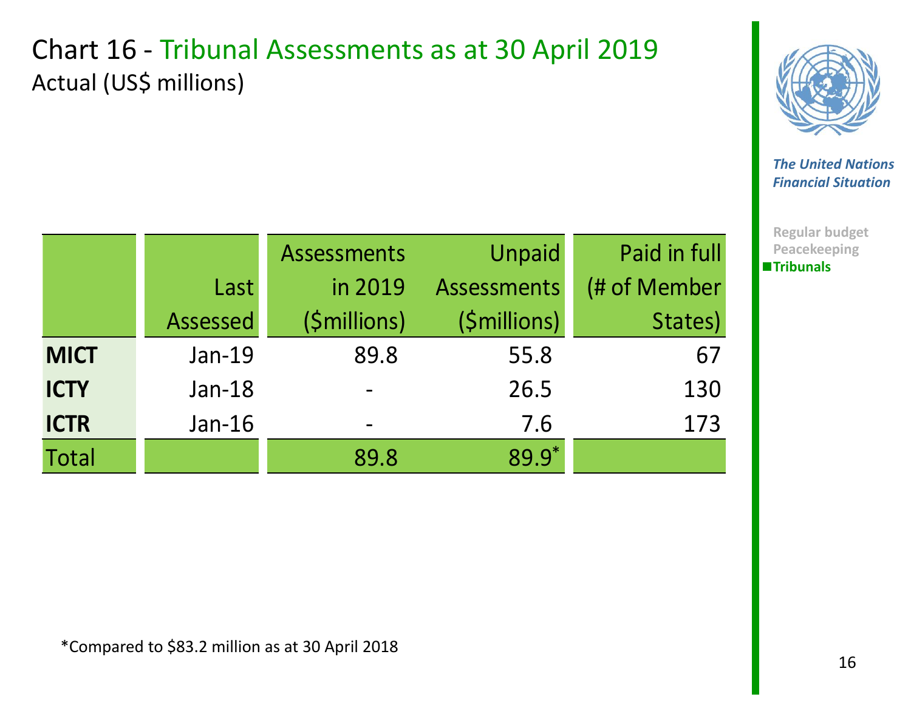# Chart 16 - Tribunal Assessments as at 30 April 2019

Actual (US$ millions)

| | Last Assessed | Assessments in 2019 ($millions) | Unpaid Assessments ($millions) | Paid in full (# of Member States) |
|---|---|---|---|---|
| **MICT** | Jan-19 | 89.8 | 55.8 | 67 |
| **ICTY** | Jan-18 | - | 26.5 | 130 |
| **ICTR** | Jan-16 | - | 7.6 | 173 |
| Total | | 89.8 | 89.9* | |

*Compared to $83.2 million as at 30 April 2018

*The United Nations Financial Situation*

Regular budget
Peacekeeping
**Tribunals**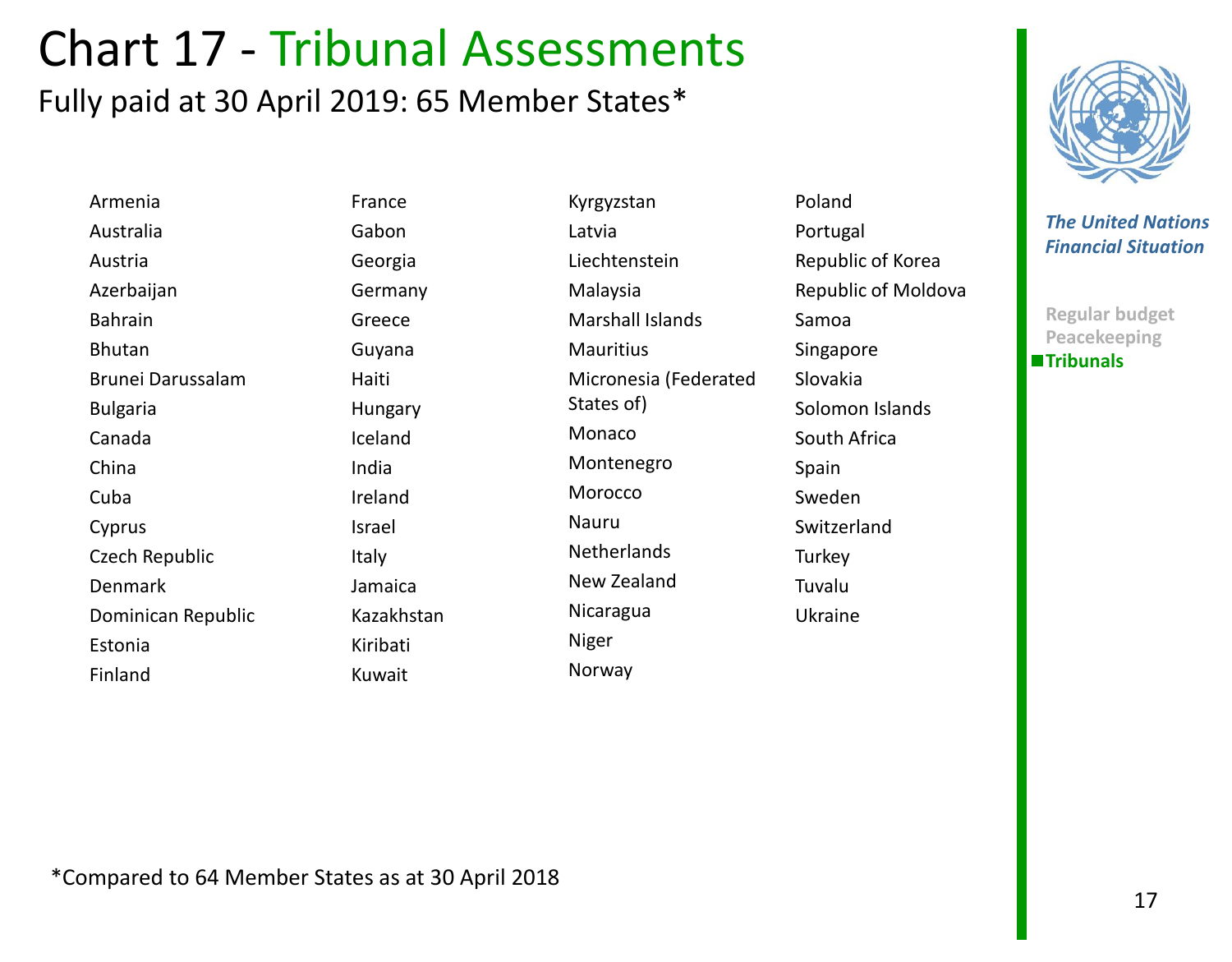# Chart 17 - Tribunal Assessments

## Fully paid at 30 April 2019: 65 Member States*

- Armenia
- Australia
- Austria
- Azerbaijan
- Bahrain
- Bhutan
- Brunei Darussalam
- Bulgaria
- Canada
- China
- Cuba
- Cyprus
- Czech Republic
- Denmark
- Dominican Republic
- Estonia
- Finland
- France
- Gabon
- Georgia
- Germany
- Greece
- Guyana
- Haiti
- Hungary
- Iceland
- India
- Ireland
- Israel
- Italy
- Jamaica
- Kazakhstan
- Kiribati
- Kuwait
- Kyrgyzstan
- Latvia
- Liechtenstein
- Malaysia
- Marshall Islands
- Mauritius
- Micronesia (Federated States of)
- Monaco
- Montenegro
- Morocco
- Nauru
- Netherlands
- New Zealand
- Nicaragua
- Niger
- Norway
- Poland
- Portugal
- Republic of Korea
- Republic of Moldova
- Samoa
- Singapore
- Slovakia
- Solomon Islands
- South Africa
- Spain
- Sweden
- Switzerland
- Turkey
- Tuvalu
- Ukraine

*Compared to 64 Member States as at 30 April 2018

*The United Nations Financial Situation*

Regular budget
Peacekeeping
**Tribunals**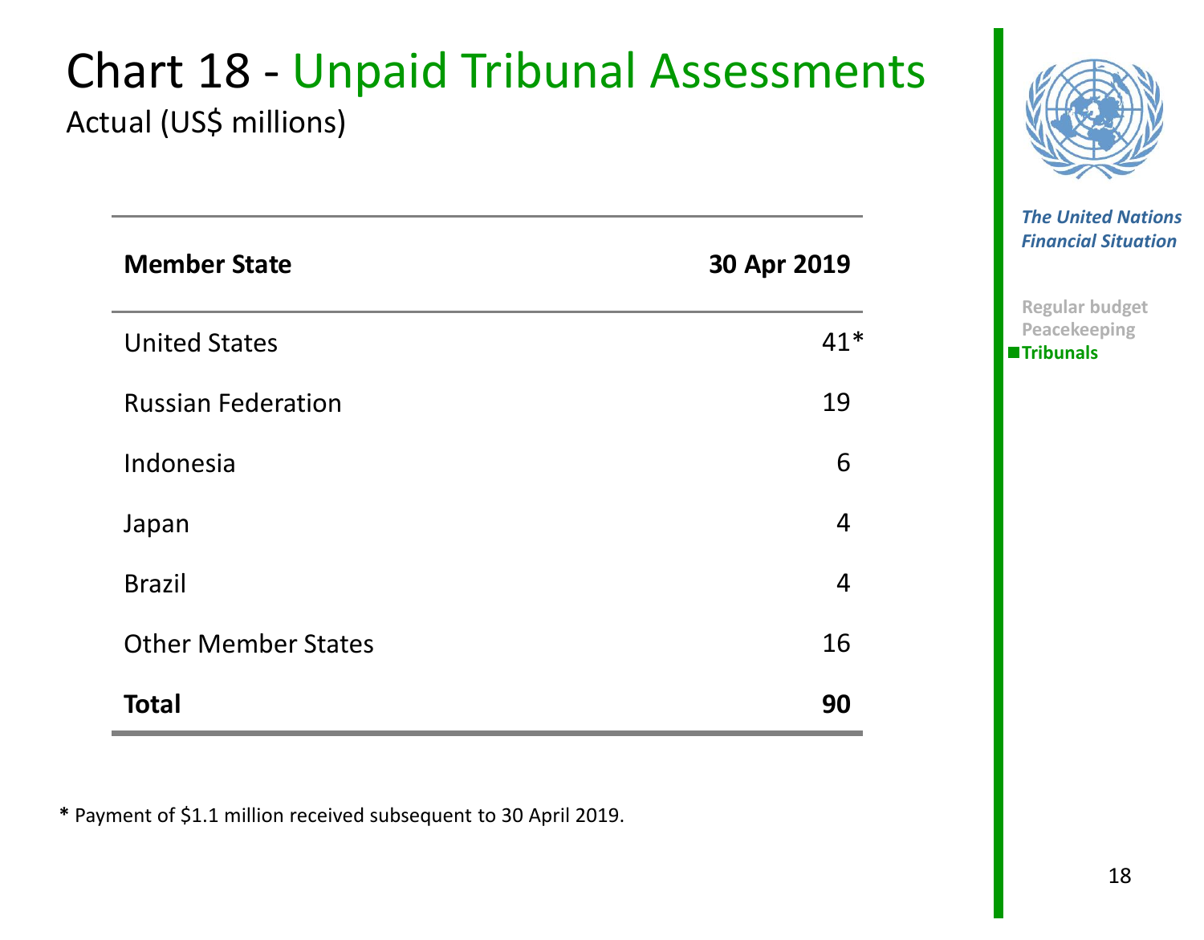# Chart 18 - Unpaid Tribunal Assessments

Actual (US$ millions)

| Member State | 30 Apr 2019 |
|---|---|
| United States | 41* |
| Russian Federation | 19 |
| Indonesia | 6 |
| Japan | 4 |
| Brazil | 4 |
| Other Member States | 16 |
| **Total** | **90** |

**\*** Payment of $1.1 million received subsequent to 30 April 2019.

*The United Nations Financial Situation*

Regular budget
Peacekeeping
**Tribunals**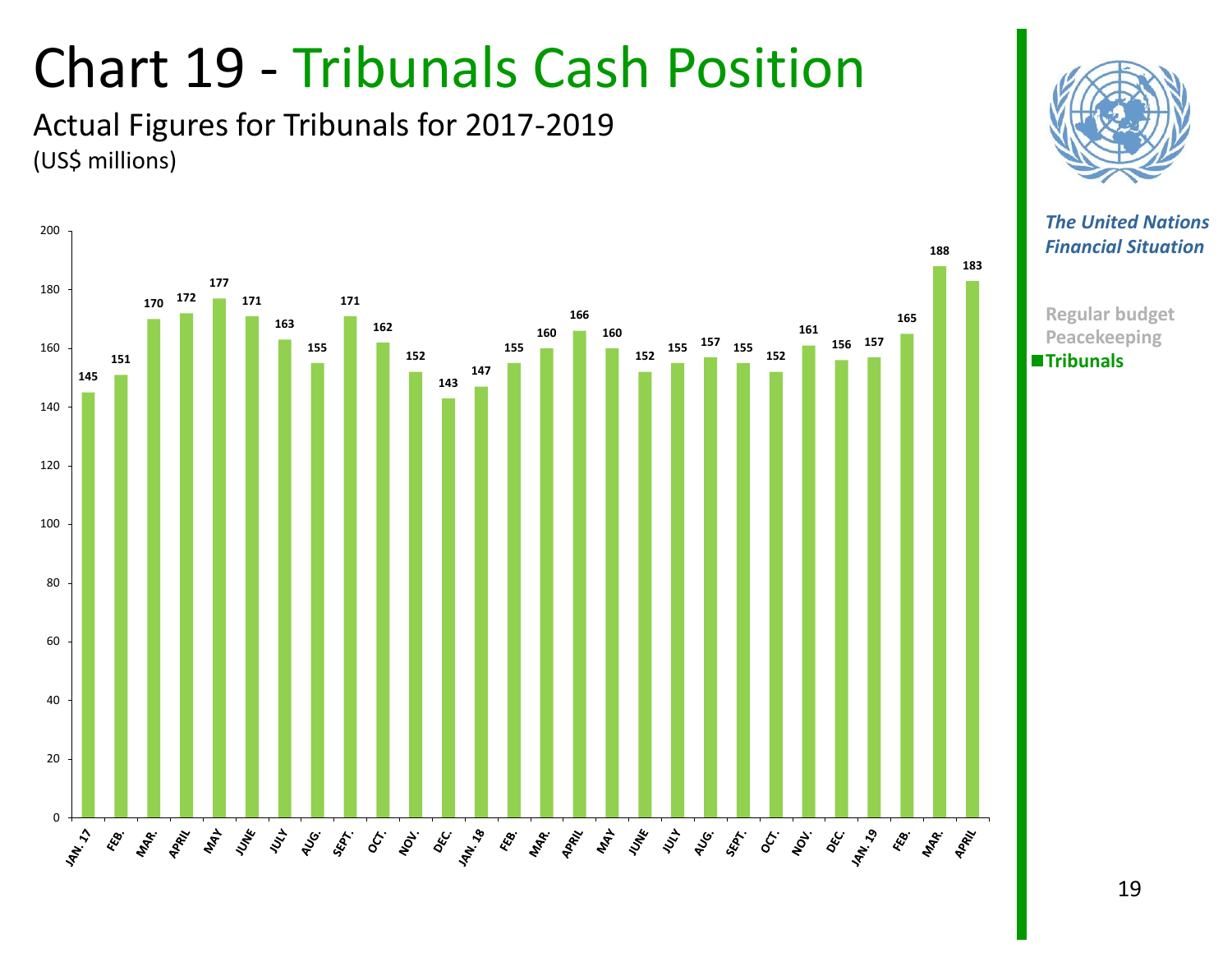# Chart 19 - Tribunals Cash Position

Actual Figures for Tribunals for 2017-2019

(US$ millions)

200
180
160
140
120
100
80
60
40
20
0

145 151 170 172 177 171 163 155 171 162 152 143 147 155 160 166 160 152 155 157 155 152 161 156 157 165 188 183

JAN. 17 FEB. MAR. APRIL MAY JUNE JULY AUG. SEPT. OCT. NOV. DEC. JAN. 18 FEB. MAR. APRIL MAY JUNE JULY AUG. SEPT. OCT. NOV. DEC. JAN. 19 FEB. MAR. APRIL

*The United Nations Financial Situation*

Regular budget

Peacekeeping

**Tribunals**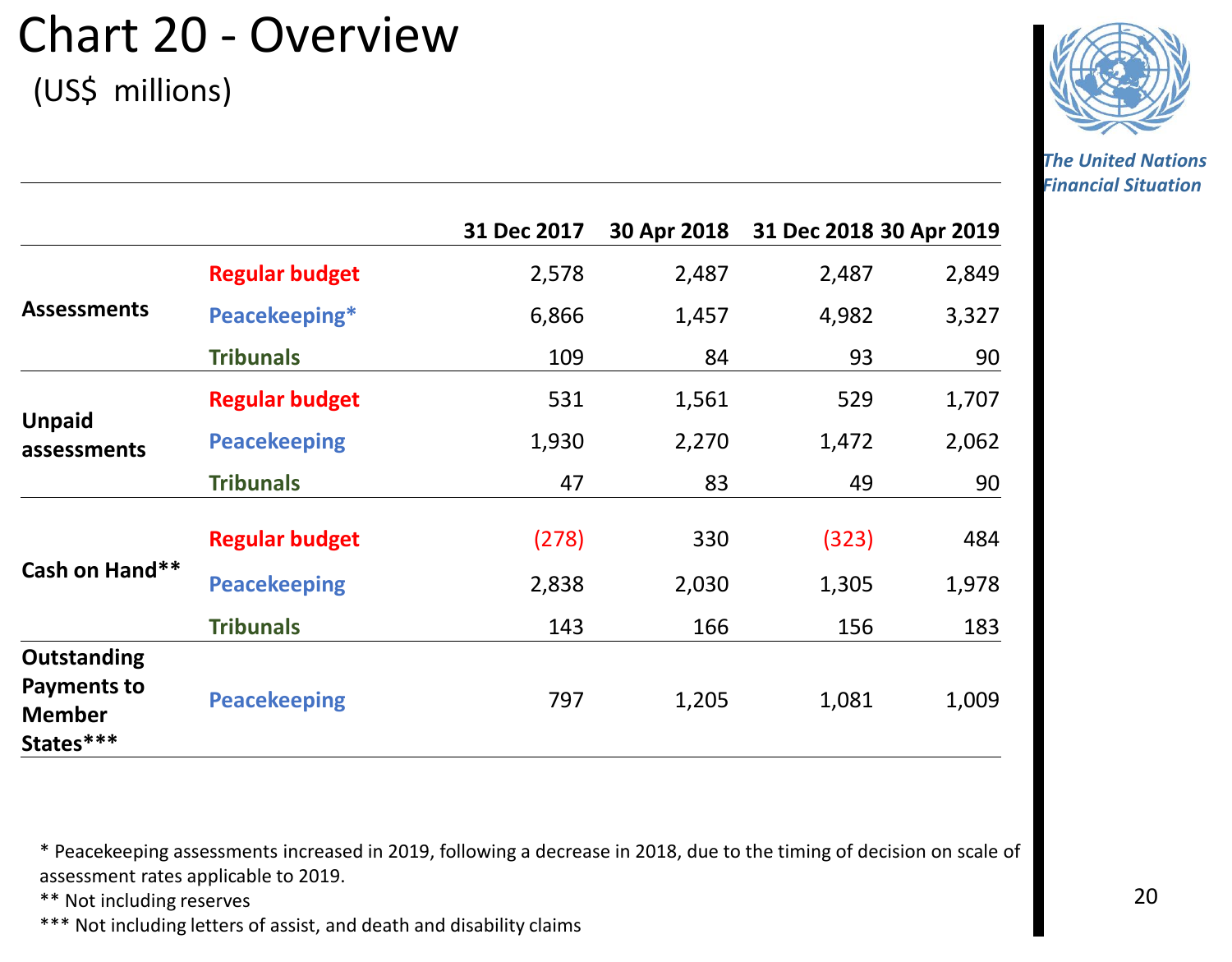# Chart 20 - Overview

(US$ millions)

*The United Nations Financial Situation*

| | | 31 Dec 2017 | 30 Apr 2018 | 31 Dec 2018 | 30 Apr 2019 |
|---|---|---|---|---|---|
| **Assessments** | **Regular budget** | 2,578 | 2,487 | 2,487 | 2,849 |
| | **Peacekeeping*** | 6,866 | 1,457 | 4,982 | 3,327 |
| | **Tribunals** | 109 | 84 | 93 | 90 |
| **Unpaid assessments** | **Regular budget** | 531 | 1,561 | 529 | 1,707 |
| | **Peacekeeping** | 1,930 | 2,270 | 1,472 | 2,062 |
| | **Tribunals** | 47 | 83 | 49 | 90 |
| **Cash on Hand**** | **Regular budget** | (278) | 330 | (323) | 484 |
| | **Peacekeeping** | 2,838 | 2,030 | 1,305 | 1,978 |
| | **Tribunals** | 143 | 166 | 156 | 183 |
| **Outstanding Payments to Member States***** | **Peacekeeping** | 797 | 1,205 | 1,081 | 1,009 |

\* Peacekeeping assessments increased in 2019, following a decrease in 2018, due to the timing of decision on scale of assessment rates applicable to 2019.

** Not including reserves

*** Not including letters of assist, and death and disability claims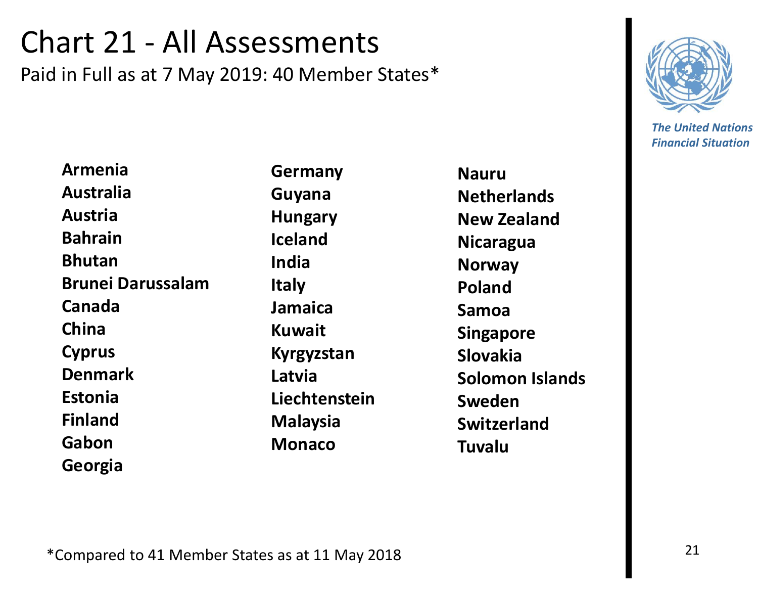# Chart 21 - All Assessments

Paid in Full as at 7 May 2019: 40 Member States*

*The United Nations Financial Situation*

**Armenia**
**Australia**
**Austria**
**Bahrain**
**Bhutan**
**Brunei Darussalam**
**Canada**
**China**
**Cyprus**
**Denmark**
**Estonia**
**Finland**
**Gabon**
**Georgia**
**Germany**
**Guyana**
**Hungary**
**Iceland**
**India**
**Italy**
**Jamaica**
**Kuwait**
**Kyrgyzstan**
**Latvia**
**Liechtenstein**
**Malaysia**
**Monaco**
**Nauru**
**Netherlands**
**New Zealand**
**Nicaragua**
**Norway**
**Poland**
**Samoa**
**Singapore**
**Slovakia**
**Solomon Islands**
**Sweden**
**Switzerland**
**Tuvalu**

*Compared to 41 Member States as at 11 May 2018